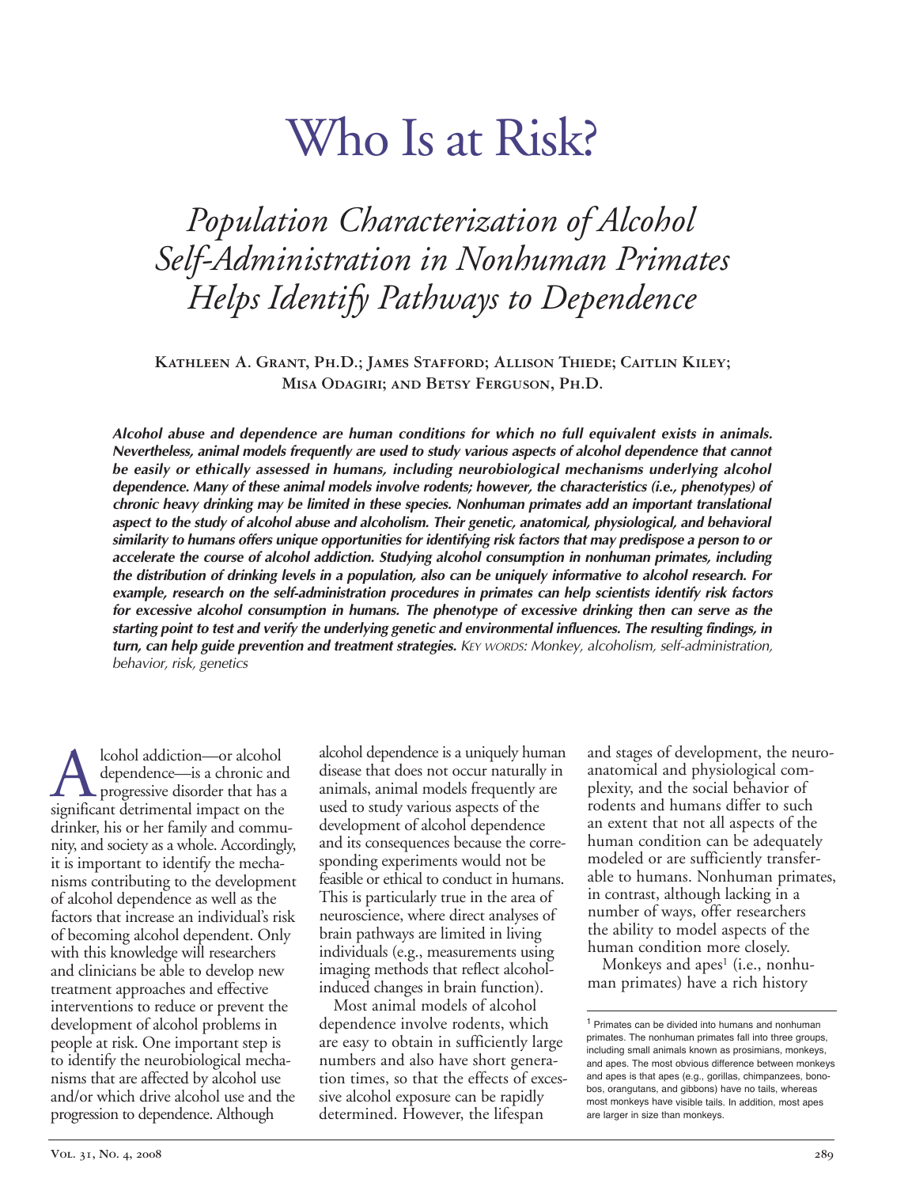# Who Is at Risk?

## *Population Characterization of Alcohol Self-Administration in Nonhuman Primates Helps Identify Pathways to Dependence*

**Kathleen A. Grant, Ph.D.; James Stafford; Allison Thiede; Caitlin Kiley; Misa Odagiri; and Betsy Ferguson, Ph.D.**

***Alcohol abuse and dependence are human conditions for which no full equivalent exists in animals. Nevertheless, animal models frequently are used to study various aspects of alcohol dependence that cannot be easily or ethically assessed in humans, including neurobiological mechanisms underlying alcohol dependence. Many of these animal models involve rodents; however, the characteristics (i.e., phenotypes) of chronic heavy drinking may be limited in these species. Nonhuman primates add an important translational aspect to the study of alcohol abuse and alcoholism. Their genetic, anatomical, physiological, and behavioral similarity to humans offers unique opportunities for identifying risk factors that may predispose a person to or accelerate the course of alcohol addiction. Studying alcohol consumption in nonhuman primates, including the distribution of drinking levels in a population, also can be uniquely informative to alcohol research. For example, research on the self-administration procedures in primates can help scientists identify risk factors for excessive alcohol consumption in humans. The phenotype of excessive drinking then can serve as the starting point to test and verify the underlying genetic and environmental influences. The resulting findings, in turn, can help guide prevention and treatment strategies.*** *Key words: Monkey, alcoholism, self-administration, behavior, risk, genetics*

Alcohol addiction—or alcohol dependence—is a chronic and progressive disorder that has a significant detrimental impact on the drinker, his or her family and community, and society as a whole. Accordingly, it is important to identify the mechanisms contributing to the development of alcohol dependence as well as the factors that increase an individual's risk of becoming alcohol dependent. Only with this knowledge will researchers and clinicians be able to develop new treatment approaches and effective interventions to reduce or prevent the development of alcohol problems in people at risk. One important step is to identify the neurobiological mechanisms that are affected by alcohol use and/or which drive alcohol use and the progression to dependence. Although alcohol dependence is a uniquely human disease that does not occur naturally in animals, animal models frequently are used to study various aspects of the development of alcohol dependence and its consequences because the corresponding experiments would not be feasible or ethical to conduct in humans. This is particularly true in the area of neuroscience, where direct analyses of brain pathways are limited in living individuals (e.g., measurements using imaging methods that reflect alcohol-induced changes in brain function).

Most animal models of alcohol dependence involve rodents, which are easy to obtain in sufficiently large numbers and also have short generation times, so that the effects of excessive alcohol exposure can be rapidly determined. However, the lifespan and stages of development, the neuroanatomical and physiological complexity, and the social behavior of rodents and humans differ to such an extent that not all aspects of the human condition can be adequately modeled or are sufficiently transferable to humans. Nonhuman primates, in contrast, although lacking in a number of ways, offer researchers the ability to model aspects of the human condition more closely.

Monkeys and apes[1] (i.e., nonhuman primates) have a rich history

[1] Primates can be divided into humans and nonhuman primates. The nonhuman primates fall into three groups, including small animals known as prosimians, monkeys, and apes. The most obvious difference between monkeys and apes is that apes (e.g., gorillas, chimpanzees, bonobos, orangutans, and gibbons) have no tails, whereas most monkeys have visible tails. In addition, most apes are larger in size than monkeys.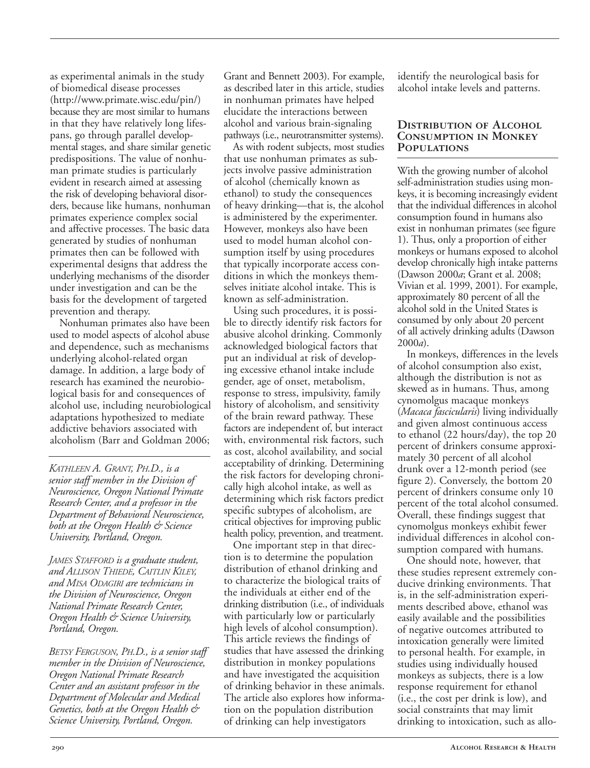as experimental animals in the study of biomedical disease processes (http://www.primate.wisc.edu/pin/) because they are most similar to humans in that they have relatively long lifespans, go through parallel developmental stages, and share similar genetic predispositions. The value of nonhuman primate studies is particularly evident in research aimed at assessing the risk of developing behavioral disorders, because like humans, nonhuman primates experience complex social and affective processes. The basic data generated by studies of nonhuman primates then can be followed with experimental designs that address the underlying mechanisms of the disorder under investigation and can be the basis for the development of targeted prevention and therapy.

Nonhuman primates also have been used to model aspects of alcohol abuse and dependence, such as mechanisms underlying alcohol-related organ damage. In addition, a large body of research has examined the neurobiological basis for and consequences of alcohol use, including neurobiological adaptations hypothesized to mediate addictive behaviors associated with alcoholism (Barr and Goldman 2006; Grant and Bennett 2003). For example, as described later in this article, studies in nonhuman primates have helped elucidate the interactions between alcohol and various brain-signaling pathways (i.e., neurotransmitter systems).

As with rodent subjects, most studies that use nonhuman primates as subjects involve passive administration of alcohol (chemically known as ethanol) to study the consequences of heavy drinking—that is, the alcohol is administered by the experimenter. However, monkeys also have been used to model human alcohol consumption itself by using procedures that typically incorporate access conditions in which the monkeys themselves initiate alcohol intake. This is known as self-administration.

Using such procedures, it is possible to directly identify risk factors for abusive alcohol drinking. Commonly acknowledged biological factors that put an individual at risk of developing excessive ethanol intake include gender, age of onset, metabolism, response to stress, impulsivity, family history of alcoholism, and sensitivity of the brain reward pathway. These factors are independent of, but interact with, environmental risk factors, such as cost, alcohol availability, and social acceptability of drinking. Determining the risk factors for developing chronically high alcohol intake, as well as determining which risk factors predict specific subtypes of alcoholism, are critical objectives for improving public health policy, prevention, and treatment.

One important step in that direction is to determine the population distribution of ethanol drinking and to characterize the biological traits of the individuals at either end of the drinking distribution (i.e., of individuals with particularly low or particularly high levels of alcohol consumption). This article reviews the findings of studies that have assessed the drinking distribution in monkey populations and have investigated the acquisition of drinking behavior in these animals. The article also explores how information on the population distribution of drinking can help investigators identify the neurological basis for alcohol intake levels and patterns.

*KATHLEEN A. GRANT, PH.D., is a senior staff member in the Division of Neuroscience, Oregon National Primate Research Center, and a professor in the Department of Behavioral Neuroscience, both at the Oregon Health & Science University, Portland, Oregon.*

*JAMES STAFFORD is a graduate student, and ALLISON THIEDE, CAITLIN KILEY, and MISA ODAGIRI are technicians in the Division of Neuroscience, Oregon National Primate Research Center, Oregon Health & Science University, Portland, Oregon.*

*BETSY FERGUSON, PH.D., is a senior staff member in the Division of Neuroscience, Oregon National Primate Research Center and an assistant professor in the Department of Molecular and Medical Genetics, both at the Oregon Health & Science University, Portland, Oregon.*

## Distribution of Alcohol Consumption in Monkey Populations

With the growing number of alcohol self-administration studies using monkeys, it is becoming increasingly evident that the individual differences in alcohol consumption found in humans also exist in nonhuman primates (see figure 1). Thus, only a proportion of either monkeys or humans exposed to alcohol develop chronically high intake patterns (Dawson 2000*a*; Grant et al. 2008; Vivian et al. 1999, 2001). For example, approximately 80 percent of all the alcohol sold in the United States is consumed by only about 20 percent of all actively drinking adults (Dawson 2000*a*).

In monkeys, differences in the levels of alcohol consumption also exist, although the distribution is not as skewed as in humans. Thus, among cynomolgus macaque monkeys (*Macaca fascicularis*) living individually and given almost continuous access to ethanol (22 hours/day), the top 20 percent of drinkers consume approximately 30 percent of all alcohol drunk over a 12-month period (see figure 2). Conversely, the bottom 20 percent of drinkers consume only 10 percent of the total alcohol consumed. Overall, these findings suggest that cynomolgus monkeys exhibit fewer individual differences in alcohol consumption compared with humans.

One should note, however, that these studies represent extremely conducive drinking environments. That is, in the self-administration experiments described above, ethanol was easily available and the possibilities of negative outcomes attributed to intoxication generally were limited to personal health. For example, in studies using individually housed monkeys as subjects, there is a low response requirement for ethanol (i.e., the cost per drink is low), and social constraints that may limit drinking to intoxication, such as allo-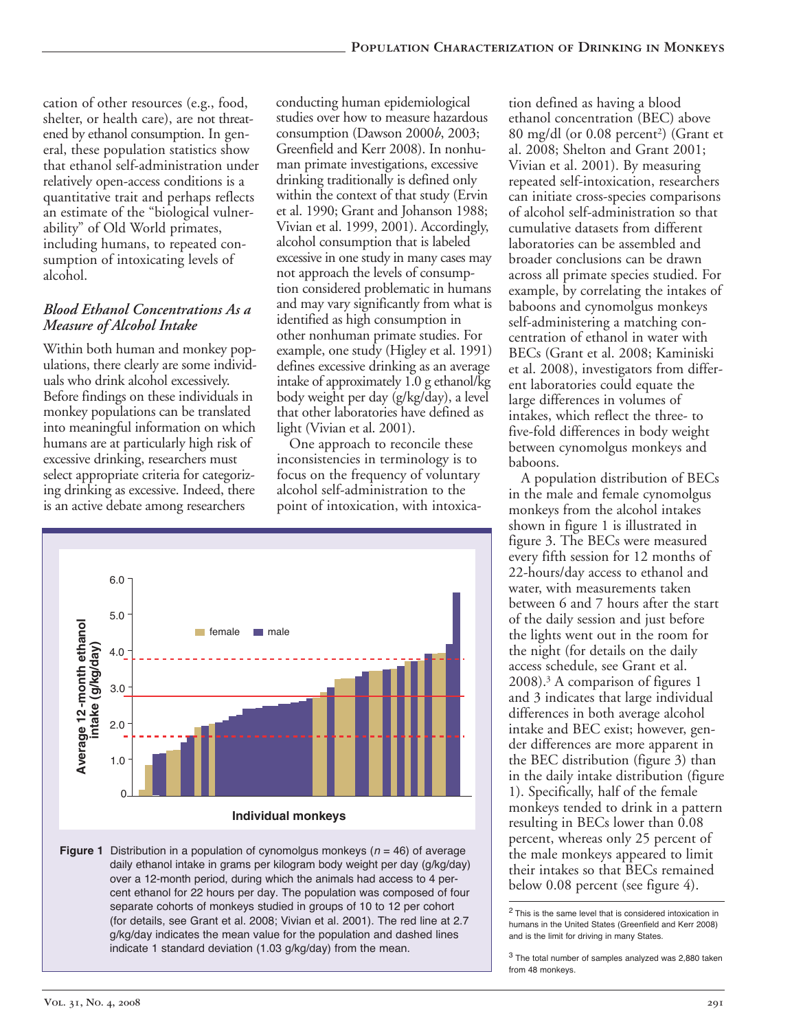cation of other resources (e.g., food, shelter, or health care), are not threatened by ethanol consumption. In general, these population statistics show that ethanol self-administration under relatively open-access conditions is a quantitative trait and perhaps reflects an estimate of the "biological vulnerability" of Old World primates, including humans, to repeated consumption of intoxicating levels of alcohol.

### *Blood Ethanol Concentrations As a Measure of Alcohol Intake*

Within both human and monkey populations, there clearly are some individuals who drink alcohol excessively. Before findings on these individuals in monkey populations can be translated into meaningful information on which humans are at particularly high risk of excessive drinking, researchers must select appropriate criteria for categorizing drinking as excessive. Indeed, there is an active debate among researchers conducting human epidemiological studies over how to measure hazardous consumption (Dawson 2000*b*, 2003; Greenfield and Kerr 2008). In nonhuman primate investigations, excessive drinking traditionally is defined only within the context of that study (Ervin et al. 1990; Grant and Johanson 1988; Vivian et al. 1999, 2001). Accordingly, alcohol consumption that is labeled excessive in one study in many cases may not approach the levels of consumption considered problematic in humans and may vary significantly from what is identified as high consumption in other nonhuman primate studies. For example, one study (Higley et al. 1991) defines excessive drinking as an average intake of approximately 1.0 g ethanol/kg body weight per day (g/kg/day), a level that other laboratories have defined as light (Vivian et al. 2001).

One approach to reconcile these inconsistencies in terminology is to focus on the frequency of voluntary alcohol self-administration to the point of intoxication, with intoxication defined as having a blood ethanol concentration (BEC) above 80 mg/dl (or 0.08 percent[2]) (Grant et al. 2008; Shelton and Grant 2001; Vivian et al. 2001). By measuring repeated self-intoxication, researchers can initiate cross-species comparisons of alcohol self-administration so that cumulative datasets from different laboratories can be assembled and broader conclusions can be drawn across all primate species studied. For example, by correlating the intakes of baboons and cynomolgus monkeys self-administering a matching concentration of ethanol in water with BECs (Grant et al. 2008; Kaminiski et al. 2008), investigators from different laboratories could equate the large differences in volumes of intakes, which reflect the three- to five-fold differences in body weight between cynomolgus monkeys and baboons.

A population distribution of BECs in the male and female cynomolgus monkeys from the alcohol intakes shown in figure 1 is illustrated in figure 3. The BECs were measured every fifth session for 12 months of 22-hours/day access to ethanol and water, with measurements taken between 6 and 7 hours after the start of the daily session and just before the lights went out in the room for the night (for details on the daily access schedule, see Grant et al. 2008).[3] A comparison of figures 1 and 3 indicates that large individual differences in both average alcohol intake and BEC exist; however, gender differences are more apparent in the BEC distribution (figure 3) than in the daily intake distribution (figure 1). Specifically, half of the female monkeys tended to drink in a pattern resulting in BECs lower than 0.08 percent, whereas only 25 percent of the male monkeys appeared to limit their intakes so that BECs remained below 0.08 percent (see figure 4).

**Figure 1** Distribution in a population of cynomolgus monkeys ($n$ = 46) of average daily ethanol intake in grams per kilogram body weight per day (g/kg/day) over a 12-month period, during which the animals had access to 4 percent ethanol for 22 hours per day. The population was composed of four separate cohorts of monkeys studied in groups of 10 to 12 per cohort (for details, see Grant et al. 2008; Vivian et al. 2001). The red line at 2.7 g/kg/day indicates the mean value for the population and dashed lines indicate 1 standard deviation (1.03 g/kg/day) from the mean.

[2] This is the same level that is considered intoxication in humans in the United States (Greenfield and Kerr 2008) and is the limit for driving in many States.

[3] The total number of samples analyzed was 2,880 taken from 48 monkeys.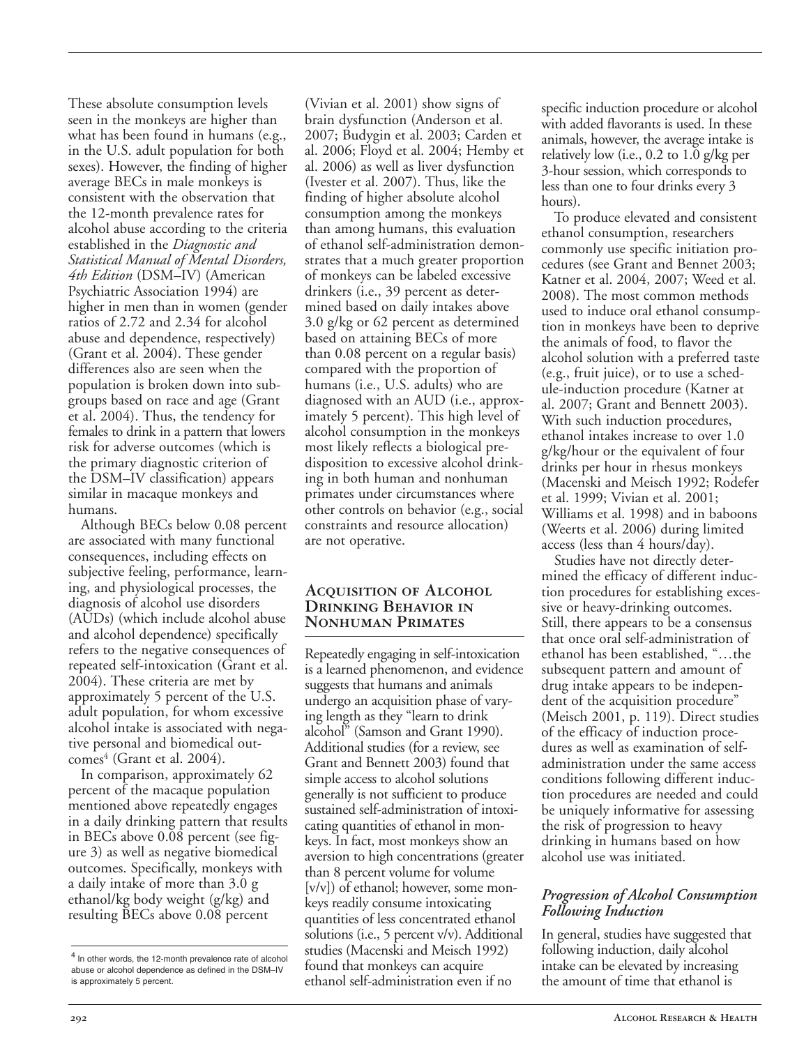These absolute consumption levels seen in the monkeys are higher than what has been found in humans (e.g., in the U.S. adult population for both sexes). However, the finding of higher average BECs in male monkeys is consistent with the observation that the 12-month prevalence rates for alcohol abuse according to the criteria established in the *Diagnostic and Statistical Manual of Mental Disorders, 4th Edition* (DSM–IV) (American Psychiatric Association 1994) are higher in men than in women (gender ratios of 2.72 and 2.34 for alcohol abuse and dependence, respectively) (Grant et al. 2004). These gender differences also are seen when the population is broken down into subgroups based on race and age (Grant et al. 2004). Thus, the tendency for females to drink in a pattern that lowers risk for adverse outcomes (which is the primary diagnostic criterion of the DSM–IV classification) appears similar in macaque monkeys and humans.

Although BECs below 0.08 percent are associated with many functional consequences, including effects on subjective feeling, performance, learning, and physiological processes, the diagnosis of alcohol use disorders (AUDs) (which include alcohol abuse and alcohol dependence) specifically refers to the negative consequences of repeated self-intoxication (Grant et al. 2004). These criteria are met by approximately 5 percent of the U.S. adult population, for whom excessive alcohol intake is associated with negative personal and biomedical outcomes[4] (Grant et al. 2004).

In comparison, approximately 62 percent of the macaque population mentioned above repeatedly engages in a daily drinking pattern that results in BECs above 0.08 percent (see figure 3) as well as negative biomedical outcomes. Specifically, monkeys with a daily intake of more than 3.0 g ethanol/kg body weight (g/kg) and resulting BECs above 0.08 percent (Vivian et al. 2001) show signs of brain dysfunction (Anderson et al. 2007; Budygin et al. 2003; Carden et al. 2006; Floyd et al. 2004; Hemby et al. 2006) as well as liver dysfunction (Ivester et al. 2007). Thus, like the finding of higher absolute alcohol consumption among the monkeys than among humans, this evaluation of ethanol self-administration demonstrates that a much greater proportion of monkeys can be labeled excessive drinkers (i.e., 39 percent as determined based on daily intakes above 3.0 g/kg or 62 percent as determined based on attaining BECs of more than 0.08 percent on a regular basis) compared with the proportion of humans (i.e., U.S. adults) who are diagnosed with an AUD (i.e., approximately 5 percent). This high level of alcohol consumption in the monkeys most likely reflects a biological predisposition to excessive alcohol drinking in both human and nonhuman primates under circumstances where other controls on behavior (e.g., social constraints and resource allocation) are not operative.

[4] In other words, the 12-month prevalence rate of alcohol abuse or alcohol dependence as defined in the DSM–IV is approximately 5 percent.

## Acquisition of Alcohol Drinking Behavior in Nonhuman Primates

Repeatedly engaging in self-intoxication is a learned phenomenon, and evidence suggests that humans and animals undergo an acquisition phase of varying length as they "learn to drink alcohol" (Samson and Grant 1990). Additional studies (for a review, see Grant and Bennett 2003) found that simple access to alcohol solutions generally is not sufficient to produce sustained self-administration of intoxicating quantities of ethanol in monkeys. In fact, most monkeys show an aversion to high concentrations (greater than 8 percent volume for volume [v/v]) of ethanol; however, some monkeys readily consume intoxicating quantities of less concentrated ethanol solutions (i.e., 5 percent v/v). Additional studies (Macenski and Meisch 1992) found that monkeys can acquire ethanol self-administration even if no specific induction procedure or alcohol with added flavorants is used. In these animals, however, the average intake is relatively low (i.e., 0.2 to 1.0 g/kg per 3-hour session, which corresponds to less than one to four drinks every 3 hours).

To produce elevated and consistent ethanol consumption, researchers commonly use specific initiation procedures (see Grant and Bennet 2003; Katner et al. 2004, 2007; Weed et al. 2008). The most common methods used to induce oral ethanol consumption in monkeys have been to deprive the animals of food, to flavor the alcohol solution with a preferred taste (e.g., fruit juice), or to use a schedule-induction procedure (Katner at al. 2007; Grant and Bennett 2003). With such induction procedures, ethanol intakes increase to over 1.0 g/kg/hour or the equivalent of four drinks per hour in rhesus monkeys (Macenski and Meisch 1992; Rodefer et al. 1999; Vivian et al. 2001; Williams et al. 1998) and in baboons (Weerts et al. 2006) during limited access (less than 4 hours/day).

Studies have not directly determined the efficacy of different induction procedures for establishing excessive or heavy-drinking outcomes. Still, there appears to be a consensus that once oral self-administration of ethanol has been established, "…the subsequent pattern and amount of drug intake appears to be independent of the acquisition procedure" (Meisch 2001, p. 119). Direct studies of the efficacy of induction procedures as well as examination of self-administration under the same access conditions following different induction procedures are needed and could be uniquely informative for assessing the risk of progression to heavy drinking in humans based on how alcohol use was initiated.

### *Progression of Alcohol Consumption Following Induction*

In general, studies have suggested that following induction, daily alcohol intake can be elevated by increasing the amount of time that ethanol is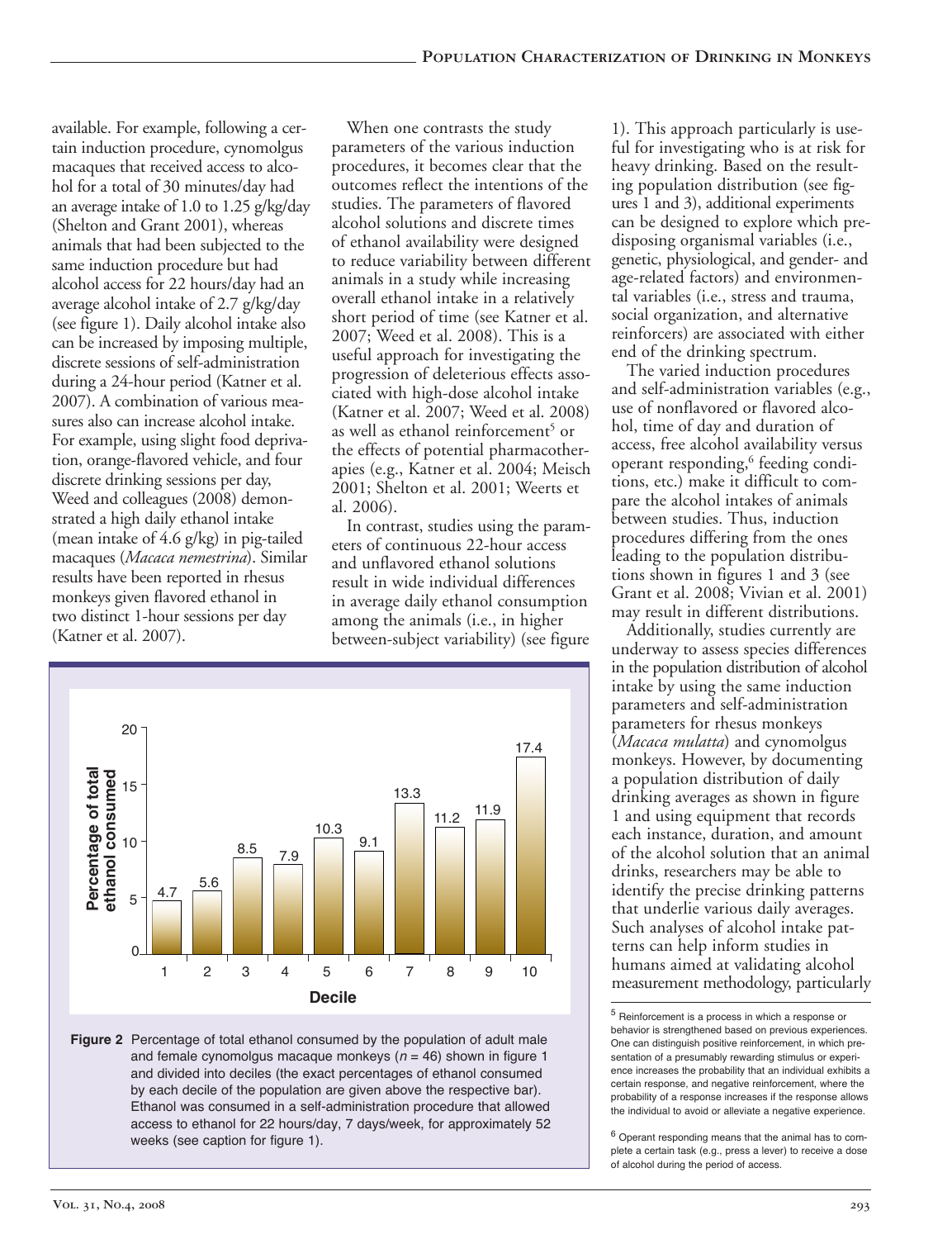available. For example, following a certain induction procedure, cynomolgus macaques that received access to alcohol for a total of 30 minutes/day had an average intake of 1.0 to 1.25 g/kg/day (Shelton and Grant 2001), whereas animals that had been subjected to the same induction procedure but had alcohol access for 22 hours/day had an average alcohol intake of 2.7 g/kg/day (see figure 1). Daily alcohol intake also can be increased by imposing multiple, discrete sessions of self-administration during a 24-hour period (Katner et al. 2007). A combination of various measures also can increase alcohol intake. For example, using slight food deprivation, orange-flavored vehicle, and four discrete drinking sessions per day, Weed and colleagues (2008) demonstrated a high daily ethanol intake (mean intake of 4.6 g/kg) in pig-tailed macaques (*Macaca nemestrina*). Similar results have been reported in rhesus monkeys given flavored ethanol in two distinct 1-hour sessions per day (Katner et al. 2007).

When one contrasts the study parameters of the various induction procedures, it becomes clear that the outcomes reflect the intentions of the studies. The parameters of flavored alcohol solutions and discrete times of ethanol availability were designed to reduce variability between different animals in a study while increasing overall ethanol intake in a relatively short period of time (see Katner et al. 2007; Weed et al. 2008). This is a useful approach for investigating the progression of deleterious effects associated with high-dose alcohol intake (Katner et al. 2007; Weed et al. 2008) as well as ethanol reinforcement[5] or the effects of potential pharmacotherapies (e.g., Katner et al. 2004; Meisch 2001; Shelton et al. 2001; Weerts et al. 2006).

In contrast, studies using the parameters of continuous 22-hour access and unflavored ethanol solutions result in wide individual differences in average daily ethanol consumption among the animals (i.e., in higher between-subject variability) (see figure 1). This approach particularly is useful for investigating who is at risk for heavy drinking. Based on the resulting population distribution (see figures 1 and 3), additional experiments can be designed to explore which predisposing organismal variables (i.e., genetic, physiological, and gender- and age-related factors) and environmental variables (i.e., stress and trauma, social organization, and alternative reinforcers) are associated with either end of the drinking spectrum.

The varied induction procedures and self-administration variables (e.g., use of nonflavored or flavored alcohol, time of day and duration of access, free alcohol availability versus operant responding,[6] feeding conditions, etc.) make it difficult to compare the alcohol intakes of animals between studies. Thus, induction procedures differing from the ones leading to the population distributions shown in figures 1 and 3 (see Grant et al. 2008; Vivian et al. 2001) may result in different distributions.

Additionally, studies currently are underway to assess species differences in the population distribution of alcohol intake by using the same induction parameters and self-administration parameters for rhesus monkeys (*Macaca mulatta*) and cynomolgus monkeys. However, by documenting a population distribution of daily drinking averages as shown in figure 1 and using equipment that records each instance, duration, and amount of the alcohol solution that an animal drinks, researchers may be able to identify the precise drinking patterns that underlie various daily averages. Such analyses of alcohol intake patterns can help inform studies in humans aimed at validating alcohol measurement methodology, particularly

| Decile | Percentage of total ethanol consumed |
|---|---|
| 1 | 4.7 |
| 2 | 5.6 |
| 3 | 8.5 |
| 4 | 7.9 |
| 5 | 10.3 |
| 6 | 9.1 |
| 7 | 13.3 |
| 8 | 11.2 |
| 9 | 11.9 |
| 10 | 17.4 |

**Figure 2** Percentage of total ethanol consumed by the population of adult male and female cynomolgus macaque monkeys ($n = 46$) shown in figure 1 and divided into deciles (the exact percentages of ethanol consumed by each decile of the population are given above the respective bar). Ethanol was consumed in a self-administration procedure that allowed access to ethanol for 22 hours/day, 7 days/week, for approximately 52 weeks (see caption for figure 1).

[5] Reinforcement is a process in which a response or behavior is strengthened based on previous experiences. One can distinguish positive reinforcement, in which presentation of a presumably rewarding stimulus or experience increases the probability that an individual exhibits a certain response, and negative reinforcement, where the probability of a response increases if the response allows the individual to avoid or alleviate a negative experience.

[6] Operant responding means that the animal has to complete a certain task (e.g., press a lever) to receive a dose of alcohol during the period of access.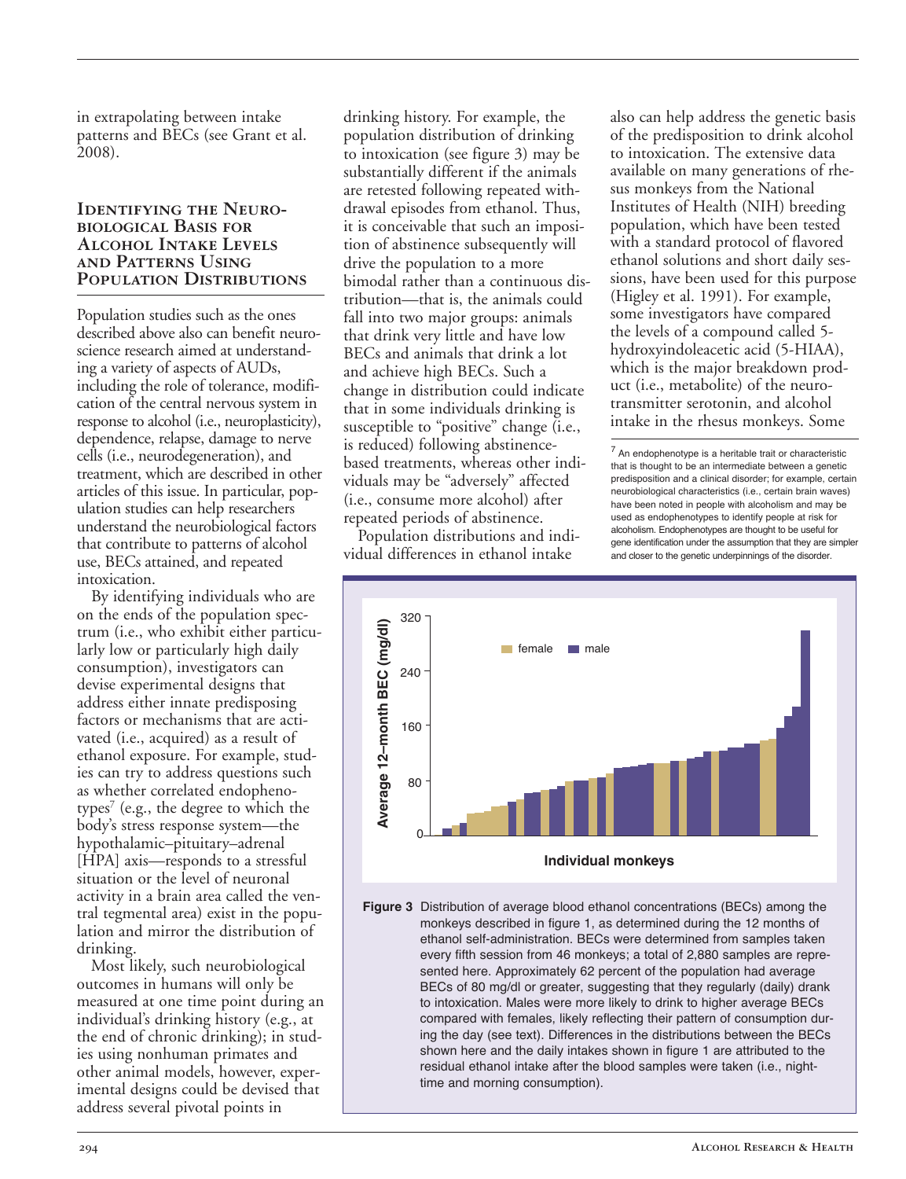in extrapolating between intake patterns and BECs (see Grant et al. 2008).

## Identifying the Neurobiological Basis for Alcohol Intake Levels and Patterns Using Population Distributions

Population studies such as the ones described above also can benefit neuroscience research aimed at understanding a variety of aspects of AUDs, including the role of tolerance, modification of the central nervous system in response to alcohol (i.e., neuroplasticity), dependence, relapse, damage to nerve cells (i.e., neurodegeneration), and treatment, which are described in other articles of this issue. In particular, population studies can help researchers understand the neurobiological factors that contribute to patterns of alcohol use, BECs attained, and repeated intoxication.

By identifying individuals who are on the ends of the population spectrum (i.e., who exhibit either particularly low or particularly high daily consumption), investigators can devise experimental designs that address either innate predisposing factors or mechanisms that are activated (i.e., acquired) as a result of ethanol exposure. For example, studies can try to address questions such as whether correlated endophenotypes[7] (e.g., the degree to which the body's stress response system—the hypothalamic–pituitary–adrenal [HPA] axis—responds to a stressful situation or the level of neuronal activity in a brain area called the ventral tegmental area) exist in the population and mirror the distribution of drinking.

Most likely, such neurobiological outcomes in humans will only be measured at one time point during an individual's drinking history (e.g., at the end of chronic drinking); in studies using nonhuman primates and other animal models, however, experimental designs could be devised that address several pivotal points in drinking history. For example, the population distribution of drinking to intoxication (see figure 3) may be substantially different if the animals are retested following repeated withdrawal episodes from ethanol. Thus, it is conceivable that such an imposition of abstinence subsequently will drive the population to a more bimodal rather than a continuous distribution—that is, the animals could fall into two major groups: animals that drink very little and have low BECs and animals that drink a lot and achieve high BECs. Such a change in distribution could indicate that in some individuals drinking is susceptible to "positive" change (i.e., is reduced) following abstinence-based treatments, whereas other individuals may be "adversely" affected (i.e., consume more alcohol) after repeated periods of abstinence.

Population distributions and individual differences in ethanol intake also can help address the genetic basis of the predisposition to drink alcohol to intoxication. The extensive data available on many generations of rhesus monkeys from the National Institutes of Health (NIH) breeding population, which have been tested with a standard protocol of flavored ethanol solutions and short daily sessions, have been used for this purpose (Higley et al. 1991). For example, some investigators have compared the levels of a compound called 5-hydroxyindoleacetic acid (5-HIAA), which is the major breakdown product (i.e., metabolite) of the neurotransmitter serotonin, and alcohol intake in the rhesus monkeys. Some

[7] An endophenotype is a heritable trait or characteristic that is thought to be an intermediate between a genetic predisposition and a clinical disorder; for example, certain neurobiological characteristics (i.e., certain brain waves) have been noted in people with alcoholism and may be used as endophenotypes to identify people at risk for alcoholism. Endophenotypes are thought to be useful for gene identification under the assumption that they are simpler and closer to the genetic underpinnings of the disorder.

**Figure 3** Distribution of average blood ethanol concentrations (BECs) among the monkeys described in figure 1, as determined during the 12 months of ethanol self-administration. BECs were determined from samples taken every fifth session from 46 monkeys; a total of 2,880 samples are represented here. Approximately 62 percent of the population had average BECs of 80 mg/dl or greater, suggesting that they regularly (daily) drank to intoxication. Males were more likely to drink to higher average BECs compared with females, likely reflecting their pattern of consumption during the day (see text). Differences in the distributions between the BECs shown here and the daily intakes shown in figure 1 are attributed to the residual ethanol intake after the blood samples were taken (i.e., nighttime and morning consumption).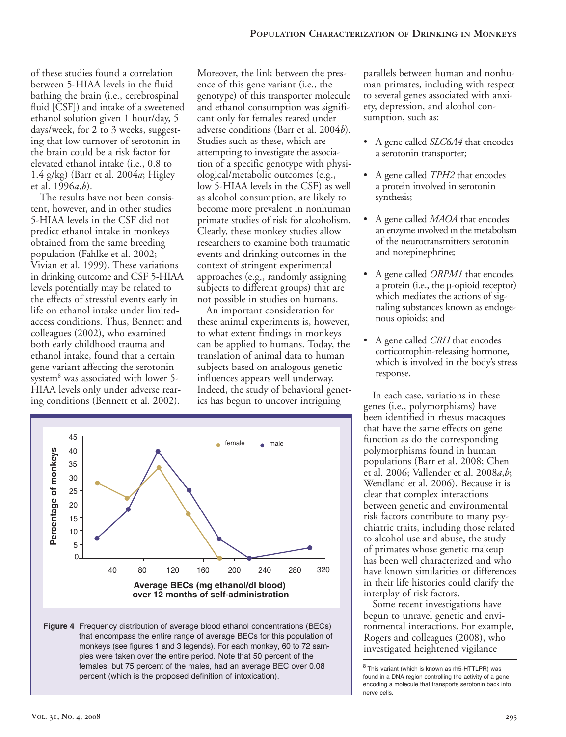of these studies found a correlation between 5-HIAA levels in the fluid bathing the brain (i.e., cerebrospinal fluid [CSF]) and intake of a sweetened ethanol solution given 1 hour/day, 5 days/week, for 2 to 3 weeks, suggesting that low turnover of serotonin in the brain could be a risk factor for elevated ethanol intake (i.e., 0.8 to 1.4 g/kg) (Barr et al. 2004*a*; Higley et al. 1996*a*,*b*).

The results have not been consistent, however, and in other studies 5-HIAA levels in the CSF did not predict ethanol intake in monkeys obtained from the same breeding population (Fahlke et al. 2002; Vivian et al. 1999). These variations in drinking outcome and CSF 5-HIAA levels potentially may be related to the effects of stressful events early in life on ethanol intake under limited-access conditions. Thus, Bennett and colleagues (2002), who examined both early childhood trauma and ethanol intake, found that a certain gene variant affecting the serotonin system[8] was associated with lower 5-HIAA levels only under adverse rearing conditions (Bennett et al. 2002). Moreover, the link between the presence of this gene variant (i.e., the genotype) of this transporter molecule and ethanol consumption was significant only for females reared under adverse conditions (Barr et al. 2004*b*). Studies such as these, which are attempting to investigate the association of a specific genotype with physiological/metabolic outcomes (e.g., low 5-HIAA levels in the CSF) as well as alcohol consumption, are likely to become more prevalent in nonhuman primate studies of risk for alcoholism. Clearly, these monkey studies allow researchers to examine both traumatic events and drinking outcomes in the context of stringent experimental approaches (e.g., randomly assigning subjects to different groups) that are not possible in studies on humans.

An important consideration for these animal experiments is, however, to what extent findings in monkeys can be applied to humans. Today, the translation of animal data to human subjects based on analogous genetic influences appears well underway. Indeed, the study of behavioral genetics has begun to uncover intriguing parallels between human and nonhuman primates, including with respect to several genes associated with anxiety, depression, and alcohol consumption, such as:

- A gene called *SLC6A4* that encodes a serotonin transporter;
- A gene called *TPH2* that encodes a protein involved in serotonin synthesis;
- A gene called *MAOA* that encodes an enzyme involved in the metabolism of the neurotransmitters serotonin and norepinephrine;
- A gene called *ORPM1* that encodes a protein (i.e., the μ-opioid receptor) which mediates the actions of signaling substances known as endogenous opioids; and
- A gene called *CRH* that encodes corticotrophin-releasing hormone, which is involved in the body's stress response.

In each case, variations in these genes (i.e., polymorphisms) have been identified in rhesus macaques that have the same effects on gene function as do the corresponding polymorphisms found in human populations (Barr et al. 2008; Chen et al. 2006; Vallender et al. 2008*a*,*b*; Wendland et al. 2006). Because it is clear that complex interactions between genetic and environmental risk factors contribute to many psychiatric traits, including those related to alcohol use and abuse, the study of primates whose genetic makeup has been well characterized and who have known similarities or differences in their life histories could clarify the interplay of risk factors.

Some recent investigations have begun to unravel genetic and environmental interactions. For example, Rogers and colleagues (2008), who investigated heightened vigilance

**Figure 4** Frequency distribution of average blood ethanol concentrations (BECs) that encompass the entire range of average BECs for this population of monkeys (see figures 1 and 3 legends). For each monkey, 60 to 72 samples were taken over the entire period. Note that 50 percent of the females, but 75 percent of the males, had an average BEC over 0.08 percent (which is the proposed definition of intoxication).

[8] This variant (which is known as rh5-HTTLPR) was found in a DNA region controlling the activity of a gene encoding a molecule that transports serotonin back into nerve cells.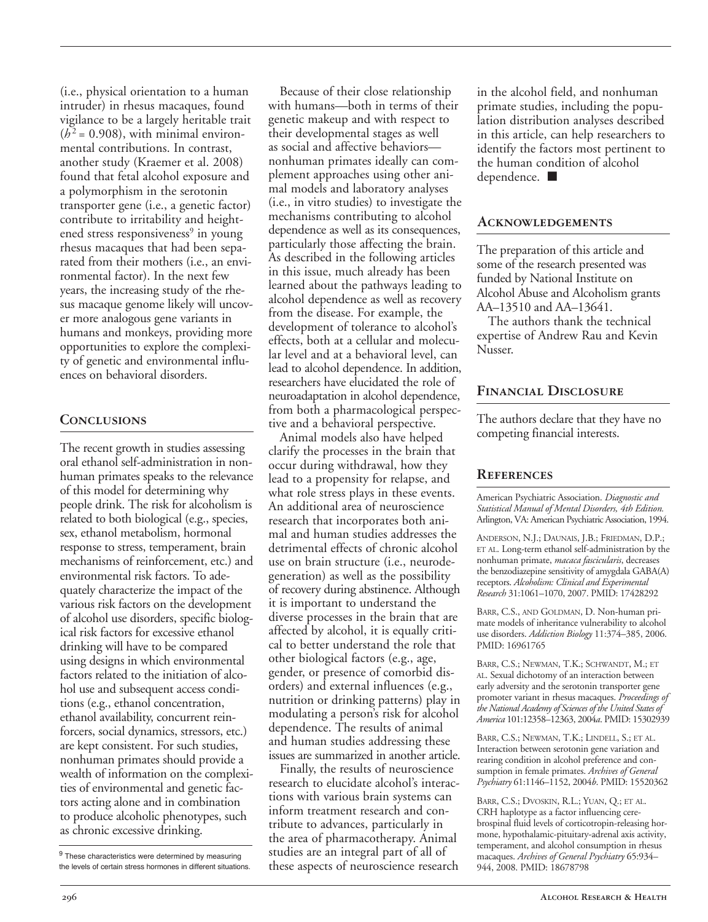(i.e., physical orientation to a human intruder) in rhesus macaques, found vigilance to be a largely heritable trait ($h^2 = 0.908$), with minimal environmental contributions. In contrast, another study (Kraemer et al. 2008) found that fetal alcohol exposure and a polymorphism in the serotonin transporter gene (i.e., a genetic factor) contribute to irritability and heightened stress responsiveness[9] in young rhesus macaques that had been separated from their mothers (i.e., an environmental factor). In the next few years, the increasing study of the rhesus macaque genome likely will uncover more analogous gene variants in humans and monkeys, providing more opportunities to explore the complexity of genetic and environmental influences on behavioral disorders.

## Conclusions

The recent growth in studies assessing oral ethanol self-administration in nonhuman primates speaks to the relevance of this model for determining why people drink. The risk for alcoholism is related to both biological (e.g., species, sex, ethanol metabolism, hormonal response to stress, temperament, brain mechanisms of reinforcement, etc.) and environmental risk factors. To adequately characterize the impact of the various risk factors on the development of alcohol use disorders, specific biological risk factors for excessive ethanol drinking will have to be compared using designs in which environmental factors related to the initiation of alcohol use and subsequent access conditions (e.g., ethanol concentration, ethanol availability, concurrent reinforcers, social dynamics, stressors, etc.) are kept consistent. For such studies, nonhuman primates should provide a wealth of information on the complexities of environmental and genetic factors acting alone and in combination to produce alcoholic phenotypes, such as chronic excessive drinking.

[9] These characteristics were determined by measuring the levels of certain stress hormones in different situations.

Because of their close relationship with humans—both in terms of their genetic makeup and with respect to their developmental stages as well as social and affective behaviors—nonhuman primates ideally can complement approaches using other animal models and laboratory analyses (i.e., in vitro studies) to investigate the mechanisms contributing to alcohol dependence as well as its consequences, particularly those affecting the brain. As described in the following articles in this issue, much already has been learned about the pathways leading to alcohol dependence as well as recovery from the disease. For example, the development of tolerance to alcohol's effects, both at a cellular and molecular level and at a behavioral level, can lead to alcohol dependence. In addition, researchers have elucidated the role of neuroadaptation in alcohol dependence, from both a pharmacological perspective and a behavioral perspective.

Animal models also have helped clarify the processes in the brain that occur during withdrawal, how they lead to a propensity for relapse, and what role stress plays in these events. An additional area of neuroscience research that incorporates both animal and human studies addresses the detrimental effects of chronic alcohol use on brain structure (i.e., neurodegeneration) as well as the possibility of recovery during abstinence. Although it is important to understand the diverse processes in the brain that are affected by alcohol, it is equally critical to better understand the role that other biological factors (e.g., age, gender, or presence of comorbid disorders) and external influences (e.g., nutrition or drinking patterns) play in modulating a person's risk for alcohol dependence. The results of animal and human studies addressing these issues are summarized in another article.

Finally, the results of neuroscience research to elucidate alcohol's interactions with various brain systems can inform treatment research and contribute to advances, particularly in the area of pharmacotherapy. Animal studies are an integral part of all of these aspects of neuroscience research in the alcohol field, and nonhuman primate studies, including the population distribution analyses described in this article, can help researchers to identify the factors most pertinent to the human condition of alcohol dependence. ■

## Acknowledgements

The preparation of this article and some of the research presented was funded by National Institute on Alcohol Abuse and Alcoholism grants AA–13510 and AA–13641.

The authors thank the technical expertise of Andrew Rau and Kevin Nusser.

## Financial Disclosure

The authors declare that they have no competing financial interests.

## References

American Psychiatric Association. *Diagnostic and Statistical Manual of Mental Disorders, 4th Edition.* Arlington, VA: American Psychiatric Association, 1994.

Anderson, N.J.; Daunais, J.B.; Friedman, D.P.; et al. Long-term ethanol self-administration by the nonhuman primate, *macaca fascicularis*, decreases the benzodiazepine sensitivity of amygdala GABA(A) receptors. *Alcoholism: Clinical and Experimental Research* 31:1061–1070, 2007. PMID: 17428292

Barr, C.S., and Goldman, D. Non-human primate models of inheritance vulnerability to alcohol use disorders. *Addiction Biology* 11:374–385, 2006. PMID: 16961765

Barr, C.S.; Newman, T.K.; Schwandt, M.; et al. Sexual dichotomy of an interaction between early adversity and the serotonin transporter gene promoter variant in rhesus macaques. *Proceedings of the National Academy of Sciences of the United States of America* 101:12358–12363, 2004*a*. PMID: 15302939

Barr, C.S.; Newman, T.K.; Lindell, S.; et al. Interaction between serotonin gene variation and rearing condition in alcohol preference and consumption in female primates. *Archives of General Psychiatry* 61:1146–1152, 2004*b*. PMID: 15520362

Barr, C.S.; Dvoskin, R.L.; Yuan, Q.; et al. CRH haplotype as a factor influencing cerebrospinal fluid levels of corticotropin-releasing hormone, hypothalamic-pituitary-adrenal axis activity, temperament, and alcohol consumption in rhesus macaques. *Archives of General Psychiatry* 65:934–944, 2008. PMID: 18678798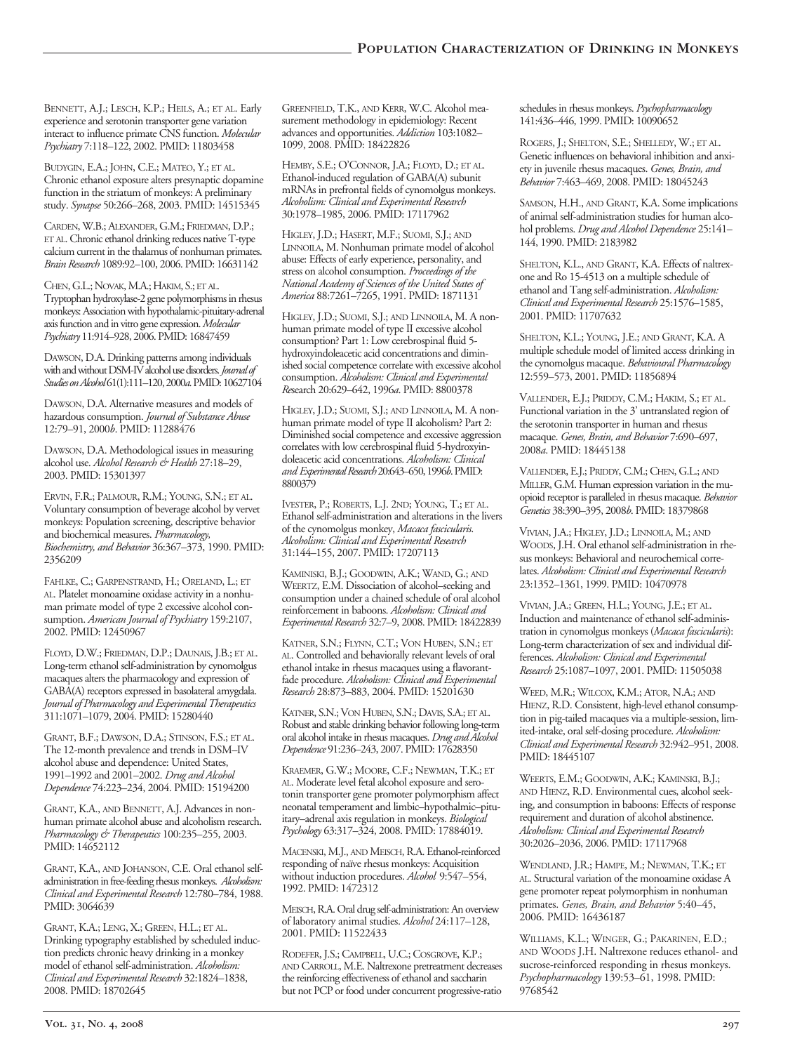BENNETT, A.J.; LESCH, K.P.; HEILS, A.; ET AL. Early experience and serotonin transporter gene variation interact to influence primate CNS function. *Molecular Psychiatry* 7:118–122, 2002. PMID: 11803458

BUDYGIN, E.A.; JOHN, C.E.; MATEO, Y.; ET AL. Chronic ethanol exposure alters presynaptic dopamine function in the striatum of monkeys: A preliminary study. *Synapse* 50:266–268, 2003. PMID: 14515345

CARDEN, W.B.; ALEXANDER, G.M.; FRIEDMAN, D.P.; ET AL. Chronic ethanol drinking reduces native T-type calcium current in the thalamus of nonhuman primates. *Brain Research* 1089:92–100, 2006. PMID: 16631142

CHEN, G.L.; NOVAK, M.A.; HAKIM, S.; ET AL. Tryptophan hydroxylase-2 gene polymorphisms in rhesus monkeys: Association with hypothalamic-pituitary-adrenal axis function and in vitro gene expression. *Molecular Psychiatry* 11:914–928, 2006. PMID: 16847459

DAWSON, D.A. Drinking patterns among individuals with and without DSM-IV alcohol use disorders. *Journal of Studies on Alcohol* 61(1):111–120, 2000*a*. PMID: 10627104

DAWSON, D.A. Alternative measures and models of hazardous consumption. *Journal of Substance Abuse* 12:79–91, 2000*b*. PMID: 11288476

DAWSON, D.A. Methodological issues in measuring alcohol use. *Alcohol Research & Health* 27:18–29, 2003. PMID: 15301397

ERVIN, F.R.; PALMOUR, R.M.; YOUNG, S.N.; ET AL. Voluntary consumption of beverage alcohol by vervet monkeys: Population screening, descriptive behavior and biochemical measures. *Pharmacology, Biochemistry, and Behavior* 36:367–373, 1990. PMID: 2356209

FAHLKE, C.; GARPENSTRAND, H.; ORELAND, L.; ET AL. Platelet monoamine oxidase activity in a nonhuman primate model of type 2 excessive alcohol consumption. *American Journal of Psychiatry* 159:2107, 2002. PMID: 12450967

FLOYD, D.W.; FRIEDMAN, D.P.; DAUNAIS, J.B.; ET AL. Long-term ethanol self-administration by cynomolgus macaques alters the pharmacology and expression of GABA(A) receptors expressed in basolateral amygdala. *Journal of Pharmacology and Experimental Therapeutics* 311:1071–1079, 2004. PMID: 15280440

GRANT, B.F.; DAWSON, D.A.; STINSON, F.S.; ET AL. The 12-month prevalence and trends in DSM–IV alcohol abuse and dependence: United States, 1991–1992 and 2001–2002. *Drug and Alcohol Dependence* 74:223–234, 2004. PMID: 15194200

GRANT, K.A., AND BENNETT, A.J. Advances in nonhuman primate alcohol abuse and alcoholism research. *Pharmacology & Therapeutics* 100:235–255, 2003. PMID: 14652112

GRANT, K.A., AND JOHANSON, C.E. Oral ethanol self-administration in free-feeding rhesus monkeys. *Alcoholism: Clinical and Experimental Research* 12:780–784, 1988. PMID: 3064639

GRANT, K.A.; LENG, X.; GREEN, H.L.; ET AL. Drinking typography established by scheduled induction predicts chronic heavy drinking in a monkey model of ethanol self-administration. *Alcoholism: Clinical and Experimental Research* 32:1824–1838, 2008. PMID: 18702645

GREENFIELD, T.K., AND KERR, W.C. Alcohol measurement methodology in epidemiology: Recent advances and opportunities. *Addiction* 103:1082–1099, 2008. PMID: 18422826

HEMBY, S.E.; O'CONNOR, J.A.; FLOYD, D.; ET AL. Ethanol-induced regulation of GABA(A) subunit mRNAs in prefrontal fields of cynomolgus monkeys. *Alcoholism: Clinical and Experimental Research* 30:1978–1985, 2006. PMID: 17117962

HIGLEY, J.D.; HASERT, M.F.; SUOMI, S.J.; AND LINNOILA, M. Nonhuman primate model of alcohol abuse: Effects of early experience, personality, and stress on alcohol consumption. *Proceedings of the National Academy of Sciences of the United States of America* 88:7261–7265, 1991. PMID: 1871131

HIGLEY, J.D.; SUOMI, S.J.; AND LINNOILA, M. A nonhuman primate model of type II excessive alcohol consumption? Part 1: Low cerebrospinal fluid 5-hydroxyindoleacetic acid concentrations and diminished social competence correlate with excessive alcohol consumption. *Alcoholism: Clinical and Experimental Res*earch 20:629–642, 1996*a*. PMID: 8800378

HIGLEY, J.D.; SUOMI, S.J.; AND LINNOILA, M. A nonhuman primate model of type II alcoholism? Part 2: Diminished social competence and excessive aggression correlates with low cerebrospinal fluid 5-hydroxyindoleacetic acid concentrations. *Alcoholism: Clinical and Experimental Research* 20:643–650, 1996*b*. PMID: 8800379

IVESTER, P.; ROBERTS, L.J. 2ND; YOUNG, T.; ET AL. Ethanol self-administration and alterations in the livers of the cynomolgus monkey, *Macaca fascicularis*. *Alcoholism: Clinical and Experimental Research* 31:144–155, 2007. PMID: 17207113

KAMINISKI, B.J.; GOODWIN, A.K.; WAND, G.; AND WEERTZ, E.M. Dissociation of alcohol–seeking and consumption under a chained schedule of oral alcohol reinforcement in baboons. *Alcoholism: Clinical and Experimental Research* 32:7–9, 2008. PMID: 18422839

KATNER, S.N.; FLYNN, C.T.; VON HUBEN, S.N.; ET AL. Controlled and behaviorally relevant levels of oral ethanol intake in rhesus macaques using a flavorant-fade procedure. *Alcoholism: Clinical and Experimental Research* 28:873–883, 2004. PMID: 15201630

KATNER, S.N.; VON HUBEN, S.N.; DAVIS, S.A.; ET AL. Robust and stable drinking behavior following long-term oral alcohol intake in rhesus macaques. *Drug and Alcohol Dependence* 91:236–243, 2007. PMID: 17628350

KRAEMER, G.W.; MOORE, C.F.; NEWMAN, T.K.; ET AL. Moderate level fetal alcohol exposure and serotonin transporter gene promoter polymorphism affect neonatal temperament and limbic–hypothalmic–pituitary–adrenal axis regulation in monkeys. *Biological Psychology* 63:317–324, 2008. PMID: 17884019.

MACENSKI, M.J., AND MEISCH, R.A. Ethanol-reinforced responding of naïve rhesus monkeys: Acquisition without induction procedures. *Alcohol* 9:547–554, 1992. PMID: 1472312

MEISCH, R.A. Oral drug self-administration: An overview of laboratory animal studies. *Alcohol* 24:117–128, 2001. PMID: 11522433

RODEFER, J.S.; CAMPBELL, U.C.; COSGROVE, K.P.; AND CARROLL, M.E. Naltrexone pretreatment decreases the reinforcing effectiveness of ethanol and saccharin but not PCP or food under concurrent progressive-ratio schedules in rhesus monkeys. *Psychopharmacology* 141:436–446, 1999. PMID: 10090652

ROGERS, J.; SHELTON, S.E.; SHELLEDY, W.; ET AL. Genetic influences on behavioral inhibition and anxiety in juvenile rhesus macaques. *Genes, Brain, and Behavior* 7:463–469, 2008. PMID: 18045243

SAMSON, H.H., AND GRANT, K.A. Some implications of animal self-administration studies for human alcohol problems. *Drug and Alcohol Dependence* 25:141–144, 1990. PMID: 2183982

SHELTON, K.L., AND GRANT, K.A. Effects of naltrexone and Ro 15-4513 on a multiple schedule of ethanol and Tang self-administration. *Alcoholism: Clinical and Experimental Research* 25:1576–1585, 2001. PMID: 11707632

SHELTON, K.L.; YOUNG, J.E.; AND GRANT, K.A. A multiple schedule model of limited access drinking in the cynomolgus macaque. *Behavioural Pharmacology* 12:559–573, 2001. PMID: 11856894

VALLENDER, E.J.; PRIDDY, C.M.; HAKIM, S.; ET AL. Functional variation in the 3' untranslated region of the serotonin transporter in human and rhesus macaque. *Genes, Brain, and Behavior* 7:690–697, 2008*a*. PMID: 18445138

VALLENDER, E.J.; PRIDDY, C.M.; CHEN, G.L.; AND MILLER, G.M. Human expression variation in the mu-opioid receptor is paralleled in rhesus macaque. *Behavior Genetics* 38:390–395, 2008*b*. PMID: 18379868

VIVIAN, J.A.; HIGLEY, J.D.; LINNOILA, M.; AND WOODS, J.H. Oral ethanol self-administration in rhesus monkeys: Behavioral and neurochemical correlates. *Alcoholism: Clinical and Experimental Research* 23:1352–1361, 1999. PMID: 10470978

VIVIAN, J.A.; GREEN, H.L.; YOUNG, J.E.; ET AL. Induction and maintenance of ethanol self-administration in cynomolgus monkeys (*Macaca fascicularis*): Long-term characterization of sex and individual differences. *Alcoholism: Clinical and Experimental Research* 25:1087–1097, 2001. PMID: 11505038

WEED, M.R.; WILCOX, K.M.; ATOR, N.A.; AND HIENZ, R.D. Consistent, high-level ethanol consumption in pig-tailed macaques via a multiple-session, limited-intake, oral self-dosing procedure. *Alcoholism: Clinical and Experimental Research* 32:942–951, 2008. PMID: 18445107

WEERTS, E.M.; GOODWIN, A.K.; KAMINSKI, B.J.; AND HIENZ, R.D. Environmental cues, alcohol seeking, and consumption in baboons: Effects of response requirement and duration of alcohol abstinence. *Alcoholism: Clinical and Experimental Research* 30:2026–2036, 2006. PMID: 17117968

WENDLAND, J.R.; HAMPE, M.; NEWMAN, T.K.; ET AL. Structural variation of the monoamine oxidase A gene promoter repeat polymorphism in nonhuman primates. *Genes, Brain, and Behavior* 5:40–45, 2006. PMID: 16436187

WILLIAMS, K.L.; WINGER, G.; PAKARINEN, E.D.; AND WOODS J.H. Naltrexone reduces ethanol- and sucrose-reinforced responding in rhesus monkeys. *Psychopharmacology* 139:53–61, 1998. PMID: 9768542